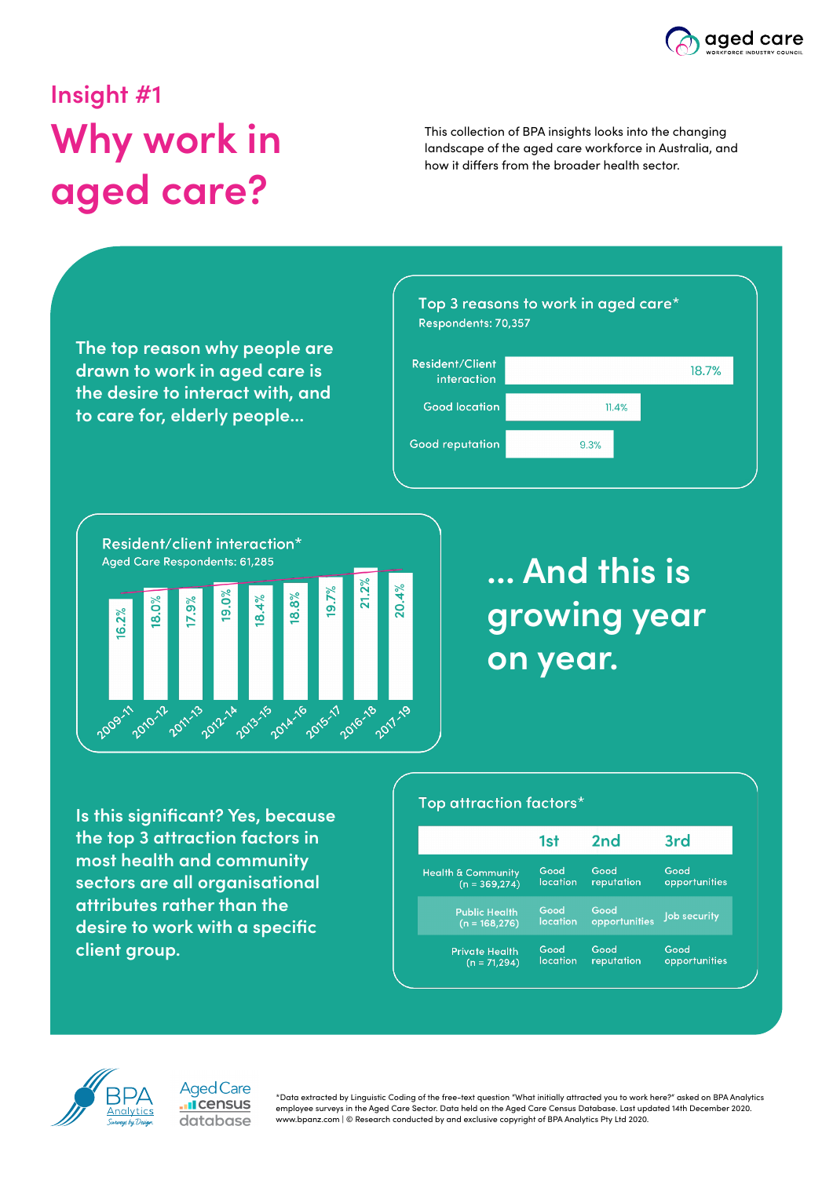Insight #1

# Why work in aged care?

This collection of BPA insights looks into the changing landscape of the aged care workforce in Australia, and how it differs from the broader health sector.

The top reason why people are drawn to work in aged care is the desire to interact with, and to care for, elderly people...

**Top 3 reasons to work in aged care***
Respondents: 70,357

| Reason | % |
|---|---|
| Resident/Client interaction | 18.7% |
| Good location | 11.4% |
| Good reputation | 9.3% |

**Resident/client interaction***
Aged Care Respondents: 61,285

| Period | % |
|---|---|
| 2009-11 | 16.2% |
| 2010-12 | 18.0% |
| 2011-13 | 17.9% |
| 2012-14 | 19.0% |
| 2013-15 | 18.4% |
| 2014-16 | 18.8% |
| 2015-17 | 19.7% |
| 2016-18 | 21.2% |
| 2017-19 | 20.4% |

## ... And this is growing year on year.

Is this significant? Yes, because the top 3 attraction factors in most health and community sectors are all organisational attributes rather than the desire to work with a specific client group.

**Top attraction factors***

| | 1st | 2nd | 3rd |
|---|---|---|---|
| Health & Community (n = 369,274) | Good location | Good reputation | Good opportunities |
| Public Health (n = 168,276) | Good location | Good opportunities | Job security |
| Private Health (n = 71,294) | Good location | Good reputation | Good opportunities |

*Data extracted by Linguistic Coding of the free-text question "What initially attracted you to work here?" asked on BPA Analytics employee surveys in the Aged Care Sector. Data held on the Aged Care Census Database. Last updated 14th December 2020. www.bpanz.com | © Research conducted by and exclusive copyright of BPA Analytics Pty Ltd 2020.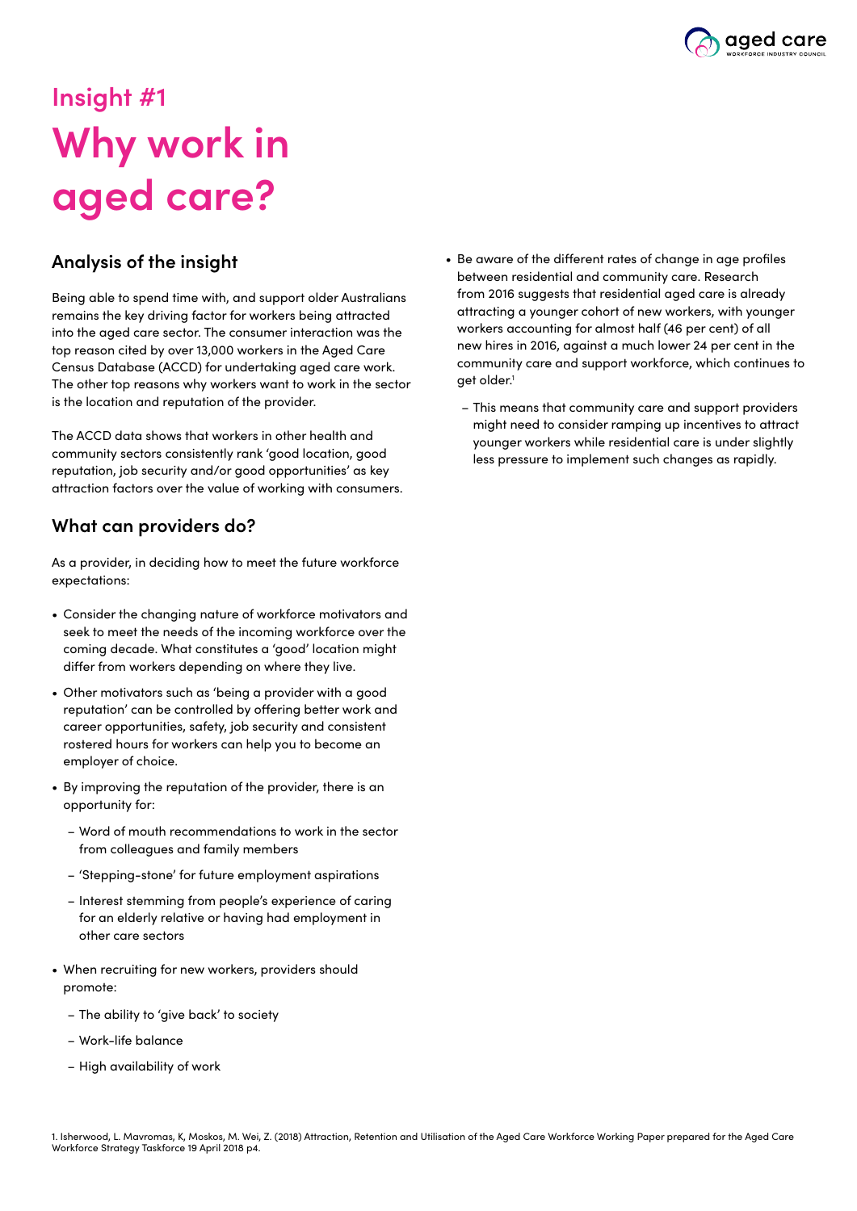Insight #1

# Why work in aged care?

## Analysis of the insight

Being able to spend time with, and support older Australians remains the key driving factor for workers being attracted into the aged care sector. The consumer interaction was the top reason cited by over 13,000 workers in the Aged Care Census Database (ACCD) for undertaking aged care work. The other top reasons why workers want to work in the sector is the location and reputation of the provider.

The ACCD data shows that workers in other health and community sectors consistently rank 'good location, good reputation, job security and/or good opportunities' as key attraction factors over the value of working with consumers.

## What can providers do?

As a provider, in deciding how to meet the future workforce expectations:

- Consider the changing nature of workforce motivators and seek to meet the needs of the incoming workforce over the coming decade. What constitutes a 'good' location might differ from workers depending on where they live.
- Other motivators such as 'being a provider with a good reputation' can be controlled by offering better work and career opportunities, safety, job security and consistent rostered hours for workers can help you to become an employer of choice.
- By improving the reputation of the provider, there is an opportunity for:
  - Word of mouth recommendations to work in the sector from colleagues and family members
  - 'Stepping-stone' for future employment aspirations
  - Interest stemming from people's experience of caring for an elderly relative or having had employment in other care sectors
- When recruiting for new workers, providers should promote:
  - The ability to 'give back' to society
  - Work-life balance
  - High availability of work
- Be aware of the different rates of change in age profiles between residential and community care. Research from 2016 suggests that residential aged care is already attracting a younger cohort of new workers, with younger workers accounting for almost half (46 per cent) of all new hires in 2016, against a much lower 24 per cent in the community care and support workforce, which continues to get older.[1]
  - This means that community care and support providers might need to consider ramping up incentives to attract younger workers while residential care is under slightly less pressure to implement such changes as rapidly.

1. Isherwood, L. Mavromas, K, Moskos, M. Wei, Z. (2018) Attraction, Retention and Utilisation of the Aged Care Workforce Working Paper prepared for the Aged Care Workforce Strategy Taskforce 19 April 2018 p4.